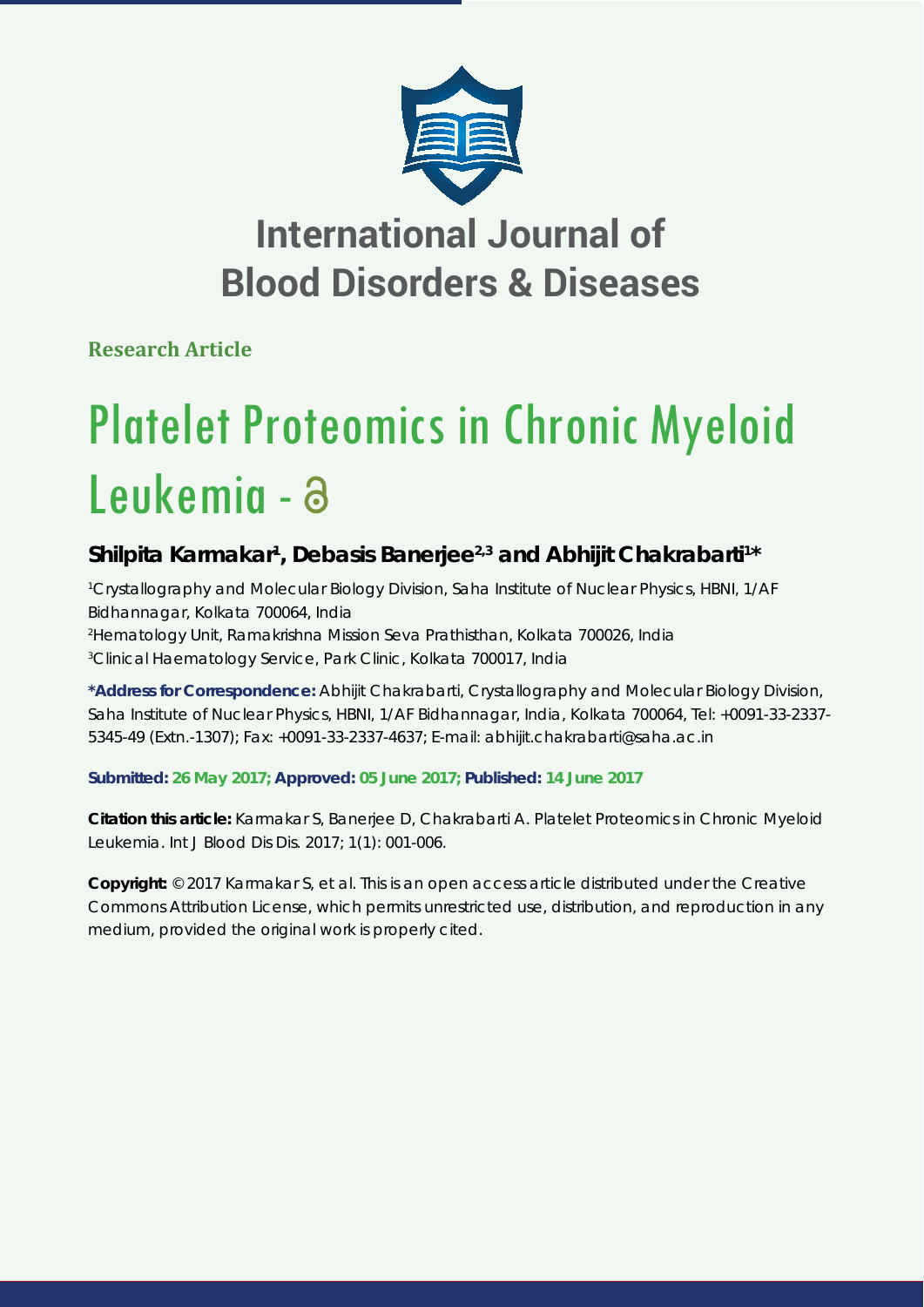# International Journal of Blood Disorders & Diseases

**Research Article**

# Platelet Proteomics in Chronic Myeloid Leukemia -

**Shilpita Karmakar[1], Debasis Banerjee[2,3] and Abhijit Chakrabarti[1]***

[1]Crystallography and Molecular Biology Division, Saha Institute of Nuclear Physics, HBNI, 1/AF Bidhannagar, Kolkata 700064, India
[2]Hematology Unit, Ramakrishna Mission Seva Prathisthan, Kolkata 700026, India
[3]Clinical Haematology Service, Park Clinic, Kolkata 700017, India

**\*Address for Correspondence:** Abhijit Chakrabarti, Crystallography and Molecular Biology Division, Saha Institute of Nuclear Physics, HBNI, 1/AF Bidhannagar, India, Kolkata 700064, Tel: +0091-33-2337-5345-49 (Extn.-1307); Fax: +0091-33-2337-4637; E-mail: abhijit.chakrabarti@saha.ac.in

**Submitted: 26 May 2017; Approved: 05 June 2017; Published: 14 June 2017**

**Citation this article:** Karmakar S, Banerjee D, Chakrabarti A. Platelet Proteomics in Chronic Myeloid Leukemia. Int J Blood Dis Dis. 2017; 1(1): 001-006.

**Copyright:** © 2017 Karmakar S, et al. This is an open access article distributed under the Creative Commons Attribution License, which permits unrestricted use, distribution, and reproduction in any medium, provided the original work is properly cited.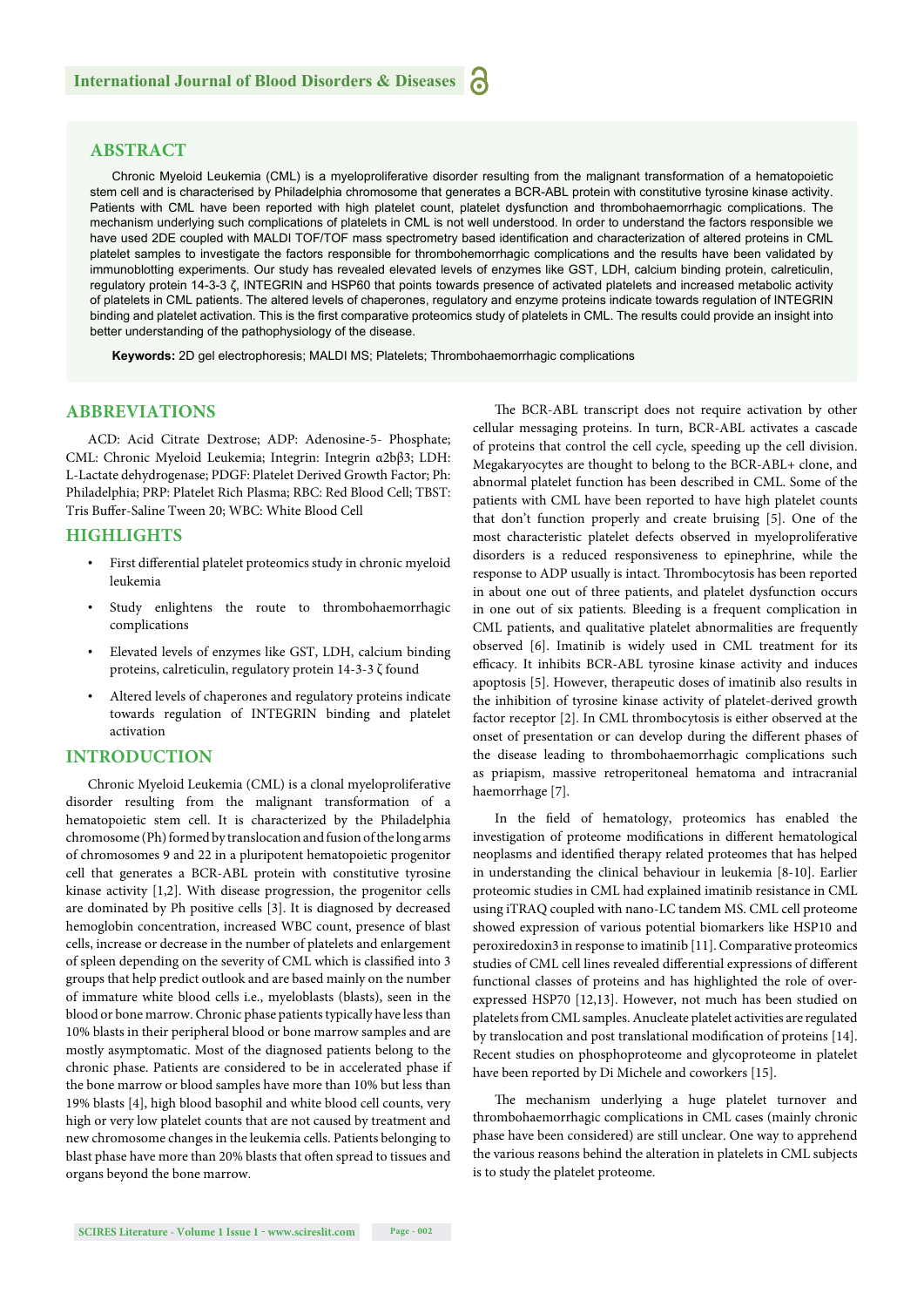## ABSTRACT

Chronic Myeloid Leukemia (CML) is a myeloproliferative disorder resulting from the malignant transformation of a hematopoietic stem cell and is characterised by Philadelphia chromosome that generates a BCR-ABL protein with constitutive tyrosine kinase activity. Patients with CML have been reported with high platelet count, platelet dysfunction and thrombohaemorrhagic complications. The mechanism underlying such complications of platelets in CML is not well understood. In order to understand the factors responsible we have used 2DE coupled with MALDI TOF/TOF mass spectrometry based identification and characterization of altered proteins in CML platelet samples to investigate the factors responsible for thrombohemorrhagic complications and the results have been validated by immunoblotting experiments. Our study has revealed elevated levels of enzymes like GST, LDH, calcium binding protein, calreticulin, regulatory protein 14-3-3 ζ, INTEGRIN and HSP60 that points towards presence of activated platelets and increased metabolic activity of platelets in CML patients. The altered levels of chaperones, regulatory and enzyme proteins indicate towards regulation of INTEGRIN binding and platelet activation. This is the first comparative proteomics study of platelets in CML. The results could provide an insight into better understanding of the pathophysiology of the disease.

**Keywords:** 2D gel electrophoresis; MALDI MS; Platelets; Thrombohaemorrhagic complications

## ABBREVIATIONS

ACD: Acid Citrate Dextrose; ADP: Adenosine-5- Phosphate; CML: Chronic Myeloid Leukemia; Integrin: Integrin α2bβ3; LDH: L-Lactate dehydrogenase; PDGF: Platelet Derived Growth Factor; Ph: Philadelphia; PRP: Platelet Rich Plasma; RBC: Red Blood Cell; TBST: Tris Buffer-Saline Tween 20; WBC: White Blood Cell

## HIGHLIGHTS

- First differential platelet proteomics study in chronic myeloid leukemia
- Study enlightens the route to thrombohaemorrhagic complications
- Elevated levels of enzymes like GST, LDH, calcium binding proteins, calreticulin, regulatory protein 14-3-3 ζ found
- Altered levels of chaperones and regulatory proteins indicate towards regulation of INTEGRIN binding and platelet activation

## INTRODUCTION

Chronic Myeloid Leukemia (CML) is a clonal myeloproliferative disorder resulting from the malignant transformation of a hematopoietic stem cell. It is characterized by the Philadelphia chromosome (Ph) formed by translocation and fusion of the long arms of chromosomes 9 and 22 in a pluripotent hematopoietic progenitor cell that generates a BCR-ABL protein with constitutive tyrosine kinase activity [1,2]. With disease progression, the progenitor cells are dominated by Ph positive cells [3]. It is diagnosed by decreased hemoglobin concentration, increased WBC count, presence of blast cells, increase or decrease in the number of platelets and enlargement of spleen depending on the severity of CML which is classified into 3 groups that help predict outlook and are based mainly on the number of immature white blood cells i.e., myeloblasts (blasts), seen in the blood or bone marrow. Chronic phase patients typically have less than 10% blasts in their peripheral blood or bone marrow samples and are mostly asymptomatic. Most of the diagnosed patients belong to the chronic phase. Patients are considered to be in accelerated phase if the bone marrow or blood samples have more than 10% but less than 19% blasts [4], high blood basophil and white blood cell counts, very high or very low platelet counts that are not caused by treatment and new chromosome changes in the leukemia cells. Patients belonging to blast phase have more than 20% blasts that often spread to tissues and organs beyond the bone marrow.

The BCR-ABL transcript does not require activation by other cellular messaging proteins. In turn, BCR-ABL activates a cascade of proteins that control the cell cycle, speeding up the cell division. Megakaryocytes are thought to belong to the BCR-ABL+ clone, and abnormal platelet function has been described in CML. Some of the patients with CML have been reported to have high platelet counts that don't function properly and create bruising [5]. One of the most characteristic platelet defects observed in myeloproliferative disorders is a reduced responsiveness to epinephrine, while the response to ADP usually is intact. Thrombocytosis has been reported in about one out of three patients, and platelet dysfunction occurs in one out of six patients. Bleeding is a frequent complication in CML patients, and qualitative platelet abnormalities are frequently observed [6]. Imatinib is widely used in CML treatment for its efficacy. It inhibits BCR-ABL tyrosine kinase activity and induces apoptosis [5]. However, therapeutic doses of imatinib also results in the inhibition of tyrosine kinase activity of platelet-derived growth factor receptor [2]. In CML thrombocytosis is either observed at the onset of presentation or can develop during the different phases of the disease leading to thrombohaemorrhagic complications such as priapism, massive retroperitoneal hematoma and intracranial haemorrhage [7].

In the field of hematology, proteomics has enabled the investigation of proteome modifications in different hematological neoplasms and identified therapy related proteomes that has helped in understanding the clinical behaviour in leukemia [8-10]. Earlier proteomic studies in CML had explained imatinib resistance in CML using iTRAQ coupled with nano-LC tandem MS. CML cell proteome showed expression of various potential biomarkers like HSP10 and peroxiredoxin3 in response to imatinib [11]. Comparative proteomics studies of CML cell lines revealed differential expressions of different functional classes of proteins and has highlighted the role of over-expressed HSP70 [12,13]. However, not much has been studied on platelets from CML samples. Anucleate platelet activities are regulated by translocation and post translational modification of proteins [14]. Recent studies on phosphoproteome and glycoproteome in platelet have been reported by Di Michele and coworkers [15].

The mechanism underlying a huge platelet turnover and thrombohaemorrhagic complications in CML cases (mainly chronic phase have been considered) are still unclear. One way to apprehend the various reasons behind the alteration in platelets in CML subjects is to study the platelet proteome.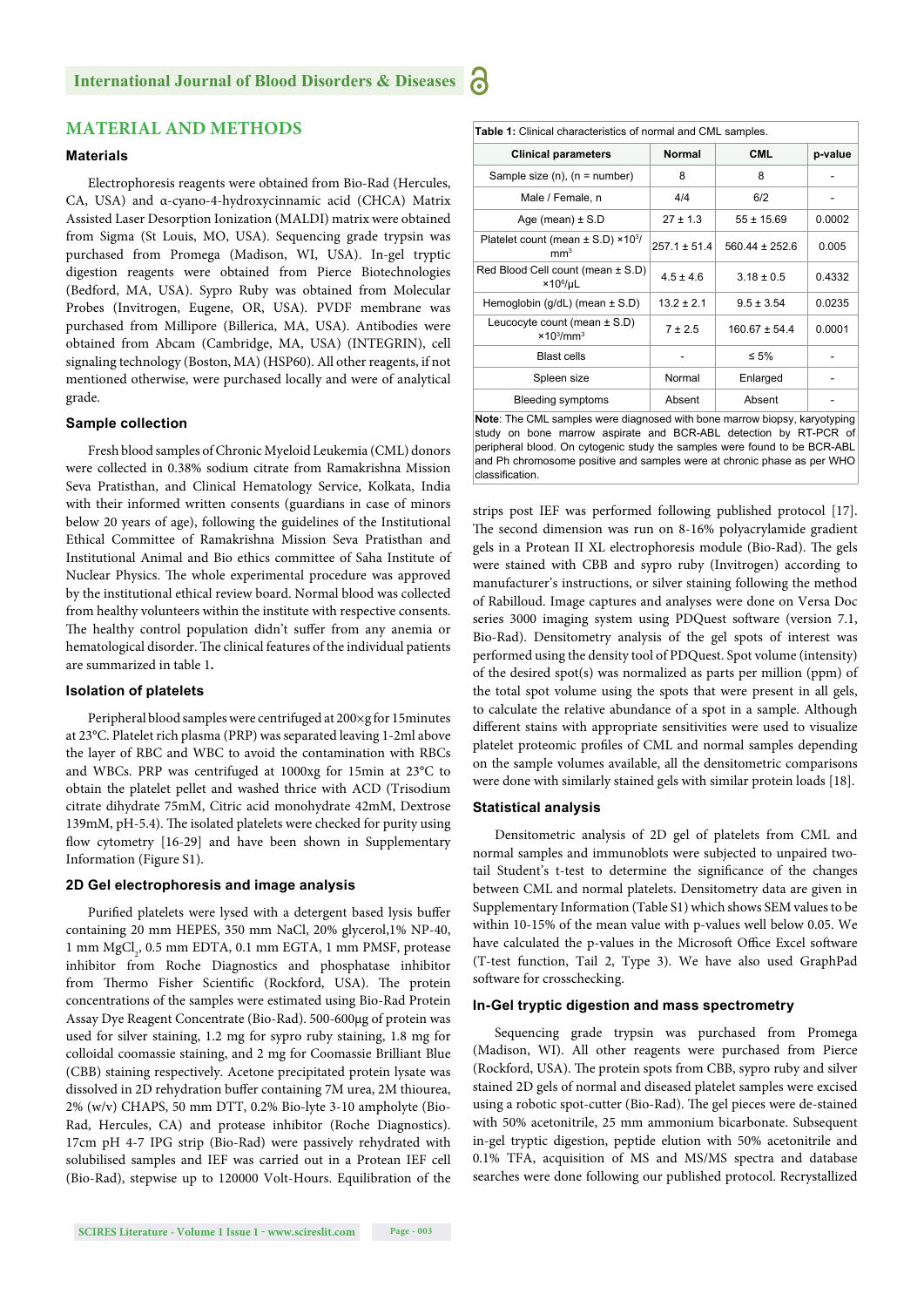## MATERIAL AND METHODS

### Materials

Electrophoresis reagents were obtained from Bio-Rad (Hercules, CA, USA) and α-cyano-4-hydroxycinnamic acid (CHCA) Matrix Assisted Laser Desorption Ionization (MALDI) matrix were obtained from Sigma (St Louis, MO, USA). Sequencing grade trypsin was purchased from Promega (Madison, WI, USA). In-gel tryptic digestion reagents were obtained from Pierce Biotechnologies (Bedford, MA, USA). Sypro Ruby was obtained from Molecular Probes (Invitrogen, Eugene, OR, USA). PVDF membrane was purchased from Millipore (Billerica, MA, USA). Antibodies were obtained from Abcam (Cambridge, MA, USA) (INTEGRIN), cell signaling technology (Boston, MA) (HSP60). All other reagents, if not mentioned otherwise, were purchased locally and were of analytical grade.

### Sample collection

Fresh blood samples of Chronic Myeloid Leukemia (CML) donors were collected in 0.38% sodium citrate from Ramakrishna Mission Seva Pratisthan, and Clinical Hematology Service, Kolkata, India with their informed written consents (guardians in case of minors below 20 years of age), following the guidelines of the Institutional Ethical Committee of Ramakrishna Mission Seva Pratisthan and Institutional Animal and Bio ethics committee of Saha Institute of Nuclear Physics. The whole experimental procedure was approved by the institutional ethical review board. Normal blood was collected from healthy volunteers within the institute with respective consents. The healthy control population didn't suffer from any anemia or hematological disorder. The clinical features of the individual patients are summarized in table 1**.**

### Isolation of platelets

Peripheral blood samples were centrifuged at 200×g for 15minutes at 23°C. Platelet rich plasma (PRP) was separated leaving 1-2ml above the layer of RBC and WBC to avoid the contamination with RBCs and WBCs. PRP was centrifuged at 1000xg for 15min at 23°C to obtain the platelet pellet and washed thrice with ACD (Trisodium citrate dihydrate 75mM, Citric acid monohydrate 42mM, Dextrose 139mM, pH-5.4). The isolated platelets were checked for purity using flow cytometry [16-29] and have been shown in Supplementary Information (Figure S1).

### 2D Gel electrophoresis and image analysis

Purified platelets were lysed with a detergent based lysis buffer containing 20 mm HEPES, 350 mm NaCl, 20% glycerol,1% NP-40, 1 mm $MgCl_2$, 0.5 mm EDTA, 0.1 mm EGTA, 1 mm PMSF, protease inhibitor from Roche Diagnostics and phosphatase inhibitor from Thermo Fisher Scientific (Rockford, USA). The protein concentrations of the samples were estimated using Bio-Rad Protein Assay Dye Reagent Concentrate (Bio-Rad). 500-600μg of protein was used for silver staining, 1.2 mg for sypro ruby staining, 1.8 mg for colloidal coomassie staining, and 2 mg for Coomassie Brilliant Blue (CBB) staining respectively. Acetone precipitated protein lysate was dissolved in 2D rehydration buffer containing 7M urea, 2M thiourea, 2% (w/v) CHAPS, 50 mm DTT, 0.2% Bio-lyte 3-10 ampholyte (Bio-Rad, Hercules, CA) and protease inhibitor (Roche Diagnostics). 17cm pH 4-7 IPG strip (Bio-Rad) were passively rehydrated with solubilised samples and IEF was carried out in a Protean IEF cell (Bio-Rad), stepwise up to 120000 Volt-Hours. Equilibration of the strips post IEF was performed following published protocol [17]. The second dimension was run on 8-16% polyacrylamide gradient gels in a Protean II XL electrophoresis module (Bio-Rad). The gels were stained with CBB and sypro ruby (Invitrogen) according to manufacturer's instructions, or silver staining following the method of Rabilloud. Image captures and analyses were done on Versa Doc series 3000 imaging system using PDQuest software (version 7.1, Bio-Rad). Densitometry analysis of the gel spots of interest was performed using the density tool of PDQuest. Spot volume (intensity) of the desired spot(s) was normalized as parts per million (ppm) of the total spot volume using the spots that were present in all gels, to calculate the relative abundance of a spot in a sample. Although different stains with appropriate sensitivities were used to visualize platelet proteomic profiles of CML and normal samples depending on the sample volumes available, all the densitometric comparisons were done with similarly stained gels with similar protein loads [18].

**Table 1:** Clinical characteristics of normal and CML samples.

| Clinical parameters | Normal | CML | p-value |
|---|---|---|---|
| Sample size (n), (n = number) | 8 | 8 | - |
| Male / Female, n | 4/4 | 6/2 | - |
| Age (mean) ± S.D | 27 ± 1.3 | 55 ± 15.69 | 0.0002 |
| Platelet count (mean ± S.D) ×$10^3$/ $mm^3$ | 257.1 ± 51.4 | 560.44 ± 252.6 | 0.005 |
| Red Blood Cell count (mean ± S.D) ×$10^6$/μL | 4.5 ± 4.6 | 3.18 ± 0.5 | 0.4332 |
| Hemoglobin (g/dL) (mean ± S.D) | 13.2 ± 2.1 | 9.5 ± 3.54 | 0.0235 |
| Leucocyte count (mean ± S.D) ×$10^3$/$mm^3$ | 7 ± 2.5 | 160.67 ± 54.4 | 0.0001 |
| Blast cells | - | ≤ 5% | - |
| Spleen size | Normal | Enlarged | - |
| Bleeding symptoms | Absent | Absent | - |

**Note**: The CML samples were diagnosed with bone marrow biopsy, karyotyping study on bone marrow aspirate and BCR-ABL detection by RT-PCR of peripheral blood. On cytogenic study the samples were found to be BCR-ABL and Ph chromosome positive and samples were at chronic phase as per WHO classification.

### Statistical analysis

Densitometric analysis of 2D gel of platelets from CML and normal samples and immunoblots were subjected to unpaired two-tail Student's t-test to determine the significance of the changes between CML and normal platelets. Densitometry data are given in Supplementary Information (Table S1) which shows SEM values to be within 10-15% of the mean value with p-values well below 0.05. We have calculated the p-values in the Microsoft Office Excel software (T-test function, Tail 2, Type 3). We have also used GraphPad software for crosschecking.

### In-Gel tryptic digestion and mass spectrometry

Sequencing grade trypsin was purchased from Promega (Madison, WI). All other reagents were purchased from Pierce (Rockford, USA). The protein spots from CBB, sypro ruby and silver stained 2D gels of normal and diseased platelet samples were excised using a robotic spot-cutter (Bio-Rad). The gel pieces were de-stained with 50% acetonitrile, 25 mm ammonium bicarbonate. Subsequent in-gel tryptic digestion, peptide elution with 50% acetonitrile and 0.1% TFA, acquisition of MS and MS/MS spectra and database searches were done following our published protocol. Recrystallized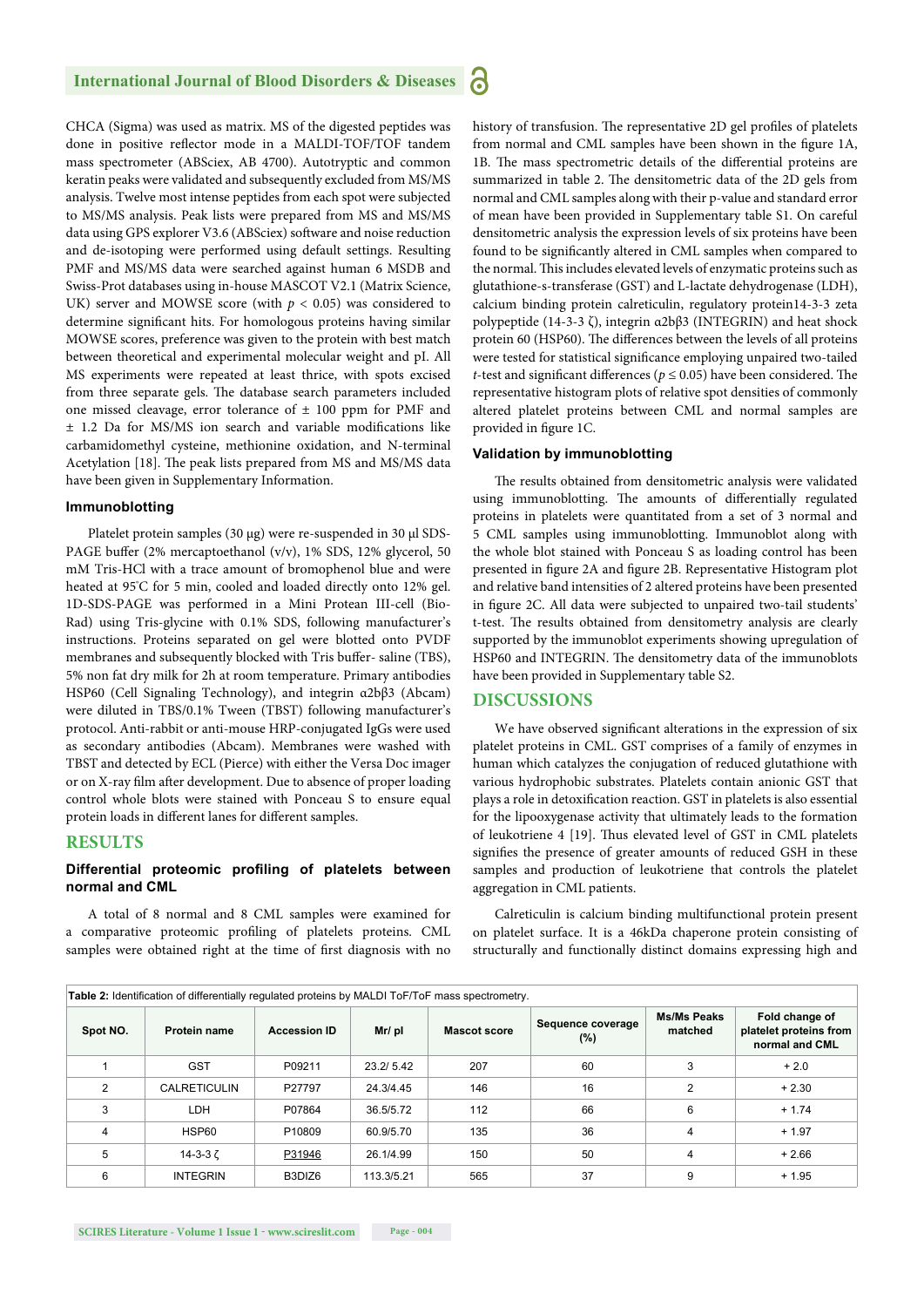CHCA (Sigma) was used as matrix. MS of the digested peptides was done in positive reflector mode in a MALDI-TOF/TOF tandem mass spectrometer (ABSciex, AB 4700). Autotryptic and common keratin peaks were validated and subsequently excluded from MS/MS analysis. Twelve most intense peptides from each spot were subjected to MS/MS analysis. Peak lists were prepared from MS and MS/MS data using GPS explorer V3.6 (ABSciex) software and noise reduction and de-isotoping were performed using default settings. Resulting PMF and MS/MS data were searched against human 6 MSDB and Swiss-Prot databases using in-house MASCOT V2.1 (Matrix Science, UK) server and MOWSE score (with $p < 0.05$) was considered to determine significant hits. For homologous proteins having similar MOWSE scores, preference was given to the protein with best match between theoretical and experimental molecular weight and pI. All MS experiments were repeated at least thrice, with spots excised from three separate gels. The database search parameters included one missed cleavage, error tolerance of ± 100 ppm for PMF and ± 1.2 Da for MS/MS ion search and variable modifications like carbamidomethyl cysteine, methionine oxidation, and N-terminal Acetylation [18]. The peak lists prepared from MS and MS/MS data have been given in Supplementary Information.

### Immunoblotting

Platelet protein samples (30 µg) were re-suspended in 30 µl SDS-PAGE buffer (2% mercaptoethanol (v/v), 1% SDS, 12% glycerol, 50 mM Tris-HCl with a trace amount of bromophenol blue and were heated at 95°C for 5 min, cooled and loaded directly onto 12% gel. 1D-SDS-PAGE was performed in a Mini Protean III-cell (Bio-Rad) using Tris-glycine with 0.1% SDS, following manufacturer's instructions. Proteins separated on gel were blotted onto PVDF membranes and subsequently blocked with Tris buffer- saline (TBS), 5% non fat dry milk for 2h at room temperature. Primary antibodies HSP60 (Cell Signaling Technology), and integrin α2bβ3 (Abcam) were diluted in TBS/0.1% Tween (TBST) following manufacturer's protocol. Anti-rabbit or anti-mouse HRP-conjugated IgGs were used as secondary antibodies (Abcam). Membranes were washed with TBST and detected by ECL (Pierce) with either the Versa Doc imager or on X-ray film after development. Due to absence of proper loading control whole blots were stained with Ponceau S to ensure equal protein loads in different lanes for different samples.

## RESULTS

### Differential proteomic profiling of platelets between normal and CML

A total of 8 normal and 8 CML samples were examined for a comparative proteomic profiling of platelets proteins. CML samples were obtained right at the time of first diagnosis with no history of transfusion. The representative 2D gel profiles of platelets from normal and CML samples have been shown in the figure 1A, 1B. The mass spectrometric details of the differential proteins are summarized in table 2. The densitometric data of the 2D gels from normal and CML samples along with their p-value and standard error of mean have been provided in Supplementary table S1. On careful densitometric analysis the expression levels of six proteins have been found to be significantly altered in CML samples when compared to the normal. This includes elevated levels of enzymatic proteins such as glutathione-s-transferase (GST) and L-lactate dehydrogenase (LDH), calcium binding protein calreticulin, regulatory protein14-3-3 zeta polypeptide (14-3-3 ζ), integrin α2bβ3 (INTEGRIN) and heat shock protein 60 (HSP60). The differences between the levels of all proteins were tested for statistical significance employing unpaired two-tailed *t*-test and significant differences ($p \leq 0.05$) have been considered. The representative histogram plots of relative spot densities of commonly altered platelet proteins between CML and normal samples are provided in figure 1C.

### Validation by immunoblotting

The results obtained from densitometric analysis were validated using immunoblotting. The amounts of differentially regulated proteins in platelets were quantitated from a set of 3 normal and 5 CML samples using immunoblotting. Immunoblot along with the whole blot stained with Ponceau S as loading control has been presented in figure 2A and figure 2B. Representative Histogram plot and relative band intensities of 2 altered proteins have been presented in figure 2C. All data were subjected to unpaired two-tail students' t-test. The results obtained from densitometry analysis are clearly supported by the immunoblot experiments showing upregulation of HSP60 and INTEGRIN. The densitometry data of the immunoblots have been provided in Supplementary table S2.

## DISCUSSIONS

We have observed significant alterations in the expression of six platelet proteins in CML. GST comprises of a family of enzymes in human which catalyzes the conjugation of reduced glutathione with various hydrophobic substrates. Platelets contain anionic GST that plays a role in detoxification reaction. GST in platelets is also essential for the lipooxygenase activity that ultimately leads to the formation of leukotriene 4 [19]. Thus elevated level of GST in CML platelets signifies the presence of greater amounts of reduced GSH in these samples and production of leukotriene that controls the platelet aggregation in CML patients.

Calreticulin is calcium binding multifunctional protein present on platelet surface. It is a 46kDa chaperone protein consisting of structurally and functionally distinct domains expressing high and

**Table 2:** Identification of differentially regulated proteins by MALDI ToF/ToF mass spectrometry.

| Spot NO. | Protein name | Accession ID | Mr/ pI | Mascot score | Sequence coverage (%) | Ms/Ms Peaks matched | Fold change of platelet proteins from normal and CML |
|---|---|---|---|---|---|---|---|
| 1 | GST | P09211 | 23.2/ 5.42 | 207 | 60 | 3 | + 2.0 |
| 2 | CALRETICULIN | P27797 | 24.3/4.45 | 146 | 16 | 2 | + 2.30 |
| 3 | LDH | P07864 | 36.5/5.72 | 112 | 66 | 6 | + 1.74 |
| 4 | HSP60 | P10809 | 60.9/5.70 | 135 | 36 | 4 | + 1.97 |
| 5 | 14-3-3 ζ | P31946 | 26.1/4.99 | 150 | 50 | 4 | + 2.66 |
| 6 | INTEGRIN | B3DIZ6 | 113.3/5.21 | 565 | 37 | 9 | + 1.95 |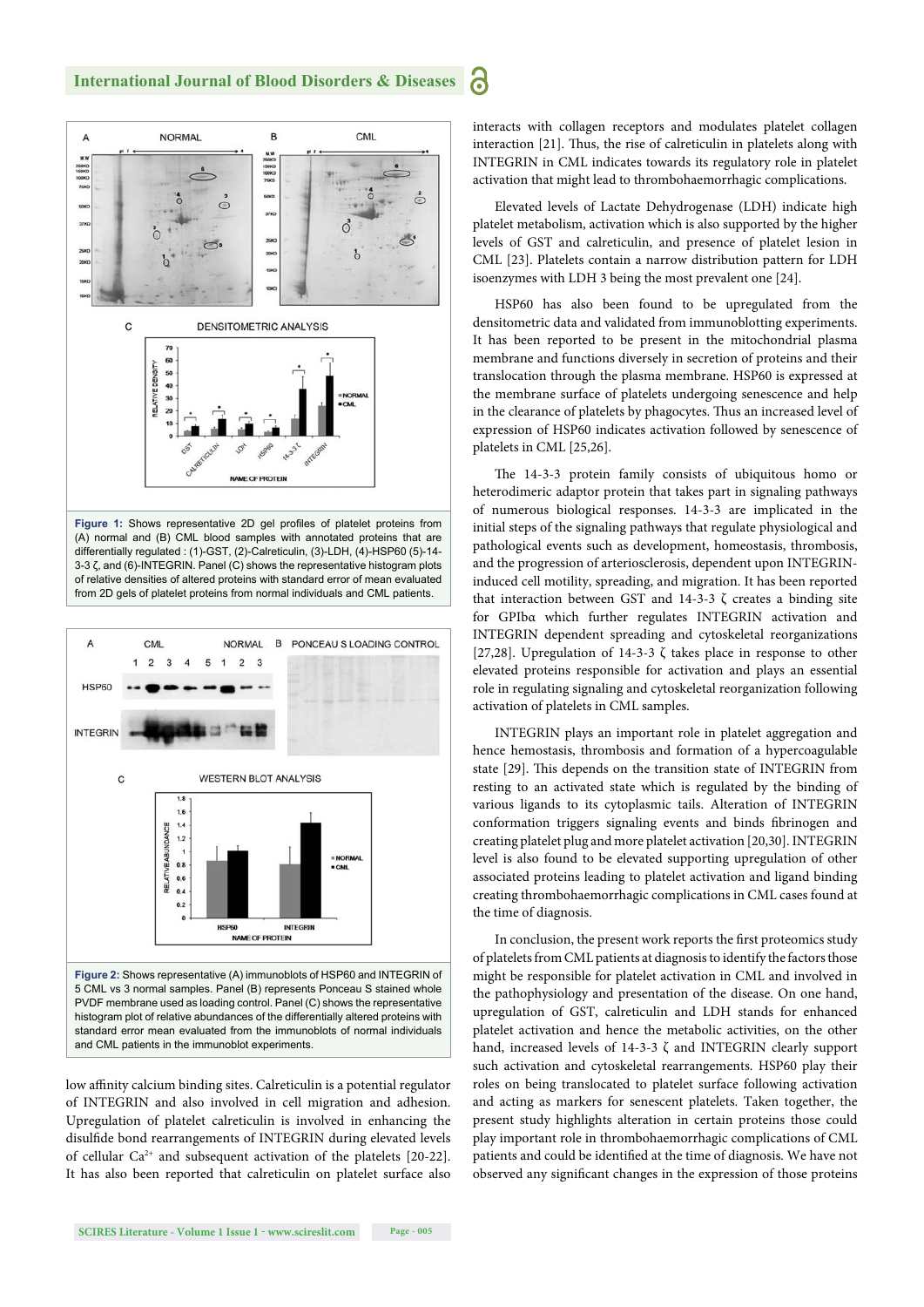**Figure 1:** Shows representative 2D gel profiles of platelet proteins from (A) normal and (B) CML blood samples with annotated proteins that are differentially regulated : (1)-GST, (2)-Calreticulin, (3)-LDH, (4)-HSP60 (5)-14-3-3 ζ, and (6)-INTEGRIN. Panel (C) shows the representative histogram plots of relative densities of altered proteins with standard error of mean evaluated from 2D gels of platelet proteins from normal individuals and CML patients.

**Figure 2:** Shows representative (A) immunoblots of HSP60 and INTEGRIN of 5 CML vs 3 normal samples. Panel (B) represents Ponceau S stained whole PVDF membrane used as loading control. Panel (C) shows the representative histogram plot of relative abundances of the differentially altered proteins with standard error mean evaluated from the immunoblots of normal individuals and CML patients in the immunoblot experiments.

low affinity calcium binding sites. Calreticulin is a potential regulator of INTEGRIN and also involved in cell migration and adhesion. Upregulation of platelet calreticulin is involved in enhancing the disulfide bond rearrangements of INTEGRIN during elevated levels of cellular $Ca^{2+}$ and subsequent activation of the platelets [20-22]. It has also been reported that calreticulin on platelet surface also interacts with collagen receptors and modulates platelet collagen interaction [21]. Thus, the rise of calreticulin in platelets along with INTEGRIN in CML indicates towards its regulatory role in platelet activation that might lead to thrombohaemorrhagic complications.

Elevated levels of Lactate Dehydrogenase (LDH) indicate high platelet metabolism, activation which is also supported by the higher levels of GST and calreticulin, and presence of platelet lesion in CML [23]. Platelets contain a narrow distribution pattern for LDH isoenzymes with LDH 3 being the most prevalent one [24].

HSP60 has also been found to be upregulated from the densitometric data and validated from immunoblotting experiments. It has been reported to be present in the mitochondrial plasma membrane and functions diversely in secretion of proteins and their translocation through the plasma membrane. HSP60 is expressed at the membrane surface of platelets undergoing senescence and help in the clearance of platelets by phagocytes. Thus an increased level of expression of HSP60 indicates activation followed by senescence of platelets in CML [25,26].

The 14-3-3 protein family consists of ubiquitous homo or heterodimeric adaptor protein that takes part in signaling pathways of numerous biological responses. 14-3-3 are implicated in the initial steps of the signaling pathways that regulate physiological and pathological events such as development, homeostasis, thrombosis, and the progression of arteriosclerosis, dependent upon INTEGRIN-induced cell motility, spreading, and migration. It has been reported that interaction between GST and 14-3-3 ζ creates a binding site for GPIbα which further regulates INTEGRIN activation and INTEGRIN dependent spreading and cytoskeletal reorganizations [27,28]. Upregulation of 14-3-3 ζ takes place in response to other elevated proteins responsible for activation and plays an essential role in regulating signaling and cytoskeletal reorganization following activation of platelets in CML samples.

INTEGRIN plays an important role in platelet aggregation and hence hemostasis, thrombosis and formation of a hypercoagulable state [29]. This depends on the transition state of INTEGRIN from resting to an activated state which is regulated by the binding of various ligands to its cytoplasmic tails. Alteration of INTEGRIN conformation triggers signaling events and binds fibrinogen and creating platelet plug and more platelet activation [20,30]. INTEGRIN level is also found to be elevated supporting upregulation of other associated proteins leading to platelet activation and ligand binding creating thrombohaemorrhagic complications in CML cases found at the time of diagnosis.

In conclusion, the present work reports the first proteomics study of platelets from CML patients at diagnosis to identify the factors those might be responsible for platelet activation in CML and involved in the pathophysiology and presentation of the disease. On one hand, upregulation of GST, calreticulin and LDH stands for enhanced platelet activation and hence the metabolic activities, on the other hand, increased levels of 14-3-3 ζ and INTEGRIN clearly support such activation and cytoskeletal rearrangements. HSP60 play their roles on being translocated to platelet surface following activation and acting as markers for senescent platelets. Taken together, the present study highlights alteration in certain proteins those could play important role in thrombohaemorrhagic complications of CML patients and could be identified at the time of diagnosis. We have not observed any significant changes in the expression of those proteins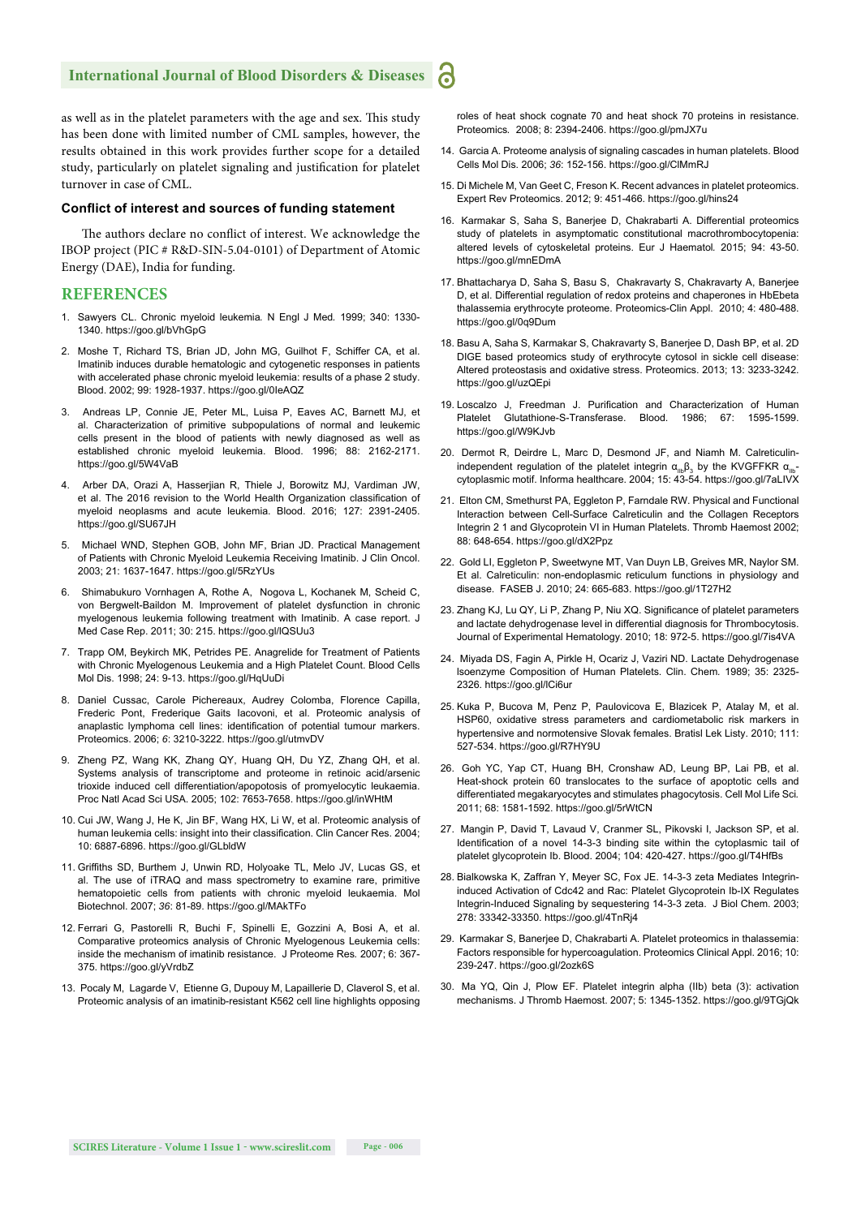as well as in the platelet parameters with the age and sex. This study has been done with limited number of CML samples, however, the results obtained in this work provides further scope for a detailed study, particularly on platelet signaling and justification for platelet turnover in case of CML.

### Conflict of interest and sources of funding statement

The authors declare no conflict of interest. We acknowledge the IBOP project (PIC # R&D-SIN-5.04-0101) of Department of Atomic Energy (DAE), India for funding.

## REFERENCES

1. Sawyers CL. Chronic myeloid leukemia. N Engl J Med. 1999; 340: 1330-1340. https://goo.gl/bVhGpG
2. Moshe T, Richard TS, Brian JD, John MG, Guilhot F, Schiffer CA, et al. Imatinib induces durable hematologic and cytogenetic responses in patients with accelerated phase chronic myeloid leukemia: results of a phase 2 study. Blood. 2002; 99: 1928-1937. https://goo.gl/0IeAQZ
3. Andreas LP, Connie JE, Peter ML, Luisa P, Eaves AC, Barnett MJ, et al. Characterization of primitive subpopulations of normal and leukemic cells present in the blood of patients with newly diagnosed as well as established chronic myeloid leukemia. Blood. 1996; 88: 2162-2171. https://goo.gl/5W4VaB
4. Arber DA, Orazi A, Hasserjian R, Thiele J, Borowitz MJ, Vardiman JW, et al. The 2016 revision to the World Health Organization classification of myeloid neoplasms and acute leukemia. Blood. 2016; 127: 2391-2405. https://goo.gl/SU67JH
5. Michael WND, Stephen GOB, John MF, Brian JD. Practical Management of Patients with Chronic Myeloid Leukemia Receiving Imatinib. J Clin Oncol. 2003; 21: 1637-1647. https://goo.gl/5RzYUs
6. Shimabukuro Vornhagen A, Rothe A, Nogova L, Kochanek M, Scheid C, von Bergwelt-Baildon M. Improvement of platelet dysfunction in chronic myelogenous leukemia following treatment with Imatinib. A case report. J Med Case Rep. 2011; 30: 215. https://goo.gl/lQSUu3
7. Trapp OM, Beykirch MK, Petrides PE. Anagrelide for Treatment of Patients with Chronic Myelogenous Leukemia and a High Platelet Count. Blood Cells Mol Dis. 1998; 24: 9-13. https://goo.gl/HqUuDi
8. Daniel Cussac, Carole Pichereaux, Audrey Colomba, Florence Capilla, Frederic Pont, Frederique Gaits Iacovoni, et al. Proteomic analysis of anaplastic lymphoma cell lines: identification of potential tumour markers. Proteomics. 2006; *6*: 3210-3222. https://goo.gl/utmvDV
9. Zheng PZ, Wang KK, Zhang QY, Huang QH, Du YZ, Zhang QH, et al. Systems analysis of transcriptome and proteome in retinoic acid/arsenic trioxide induced cell differentiation/apopotosis of promyelocytic leukaemia. Proc Natl Acad Sci USA. 2005; 102: 7653-7658. https://goo.gl/inWHtM
10. Cui JW, Wang J, He K, Jin BF, Wang HX, Li W, et al. Proteomic analysis of human leukemia cells: insight into their classification. Clin Cancer Res. 2004; 10: 6887-6896. https://goo.gl/GLbldW
11. Griffiths SD, Burthem J, Unwin RD, Holyoake TL, Melo JV, Lucas GS, et al. The use of iTRAQ and mass spectrometry to examine rare, primitive hematopoietic cells from patients with chronic myeloid leukaemia. Mol Biotechnol. 2007; *36*: 81-89. https://goo.gl/MAkTFo
12. Ferrari G, Pastorelli R, Buchi F, Spinelli E, Gozzini A, Bosi A, et al. Comparative proteomics analysis of Chronic Myelogenous Leukemia cells: inside the mechanism of imatinib resistance. J Proteome Res. 2007; 6: 367-375. https://goo.gl/yVrdbZ
13. Pocaly M, Lagarde V, Etienne G, Dupouy M, Lapaillerie D, Claverol S, et al. Proteomic analysis of an imatinib-resistant K562 cell line highlights opposing roles of heat shock cognate 70 and heat shock 70 proteins in resistance. Proteomics. 2008; 8: 2394-2406. https://goo.gl/pmJX7u
14. Garcia A. Proteome analysis of signaling cascades in human platelets. Blood Cells Mol Dis. 2006; *36*: 152-156. https://goo.gl/ClMmRJ
15. Di Michele M, Van Geet C, Freson K. Recent advances in platelet proteomics. Expert Rev Proteomics. 2012; 9: 451-466. https://goo.gl/hins24
16. Karmakar S, Saha S, Banerjee D, Chakrabarti A. Differential proteomics study of platelets in asymptomatic constitutional macrothrombocytopenia: altered levels of cytoskeletal proteins. Eur J Haematol. 2015; 94: 43-50. https://goo.gl/mnEDmA
17. Bhattacharya D, Saha S, Basu S, Chakravarty S, Chakravarty A, Banerjee D, et al. Differential regulation of redox proteins and chaperones in HbEbeta thalassemia erythrocyte proteome. Proteomics-Clin Appl. 2010; 4: 480-488. https://goo.gl/0q9Dum
18. Basu A, Saha S, Karmakar S, Chakravarty S, Banerjee D, Dash BP, et al. 2D DIGE based proteomics study of erythrocyte cytosol in sickle cell disease: Altered proteostasis and oxidative stress. Proteomics. 2013; 13: 3233-3242. https://goo.gl/uzQEpi
19. Loscalzo J, Freedman J. Purification and Characterization of Human Platelet Glutathione-S-Transferase. Blood. 1986; 67: 1595-1599. https://goo.gl/W9KJvb
20. Dermot R, Deirdre L, Marc D, Desmond JF, and Niamh M. Calreticulin-independent regulation of the platelet integrin $\alpha_{IIb}\beta_3$ by the KVGFFKR $\alpha_{IIb}$-cytoplasmic motif. Informa healthcare. 2004; 15: 43-54. https://goo.gl/7aLIVX
21. Elton CM, Smethurst PA, Eggleton P, Farndale RW. Physical and Functional Interaction between Cell-Surface Calreticulin and the Collagen Receptors Integrin 2 1 and Glycoprotein VI in Human Platelets. Thromb Haemost 2002; 88: 648-654. https://goo.gl/dX2Ppz
22. Gold LI, Eggleton P, Sweetwyne MT, Van Duyn LB, Greives MR, Naylor SM. Et al. Calreticulin: non-endoplasmic reticulum functions in physiology and disease. FASEB J. 2010; 24: 665-683. https://goo.gl/1T27H2
23. Zhang KJ, Lu QY, Li P, Zhang P, Niu XQ. Significance of platelet parameters and lactate dehydrogenase level in differential diagnosis for Thrombocytosis. Journal of Experimental Hematology. 2010; 18: 972-5. https://goo.gl/7is4VA
24. Miyada DS, Fagin A, Pirkle H, Ocariz J, Vaziri ND. Lactate Dehydrogenase Isoenzyme Composition of Human Platelets. Clin. Chem. 1989; 35: 2325-2326. https://goo.gl/lCi6ur
25. Kuka P, Bucova M, Penz P, Paulovicova E, Blazicek P, Atalay M, et al. HSP60, oxidative stress parameters and cardiometabolic risk markers in hypertensive and normotensive Slovak females. Bratisl Lek Listy. 2010; 111: 527-534. https://goo.gl/R7HY9U
26. Goh YC, Yap CT, Huang BH, Cronshaw AD, Leung BP, Lai PB, et al. Heat-shock protein 60 translocates to the surface of apoptotic cells and differentiated megakaryocytes and stimulates phagocytosis. Cell Mol Life Sci. 2011; 68: 1581-1592. https://goo.gl/5rWtCN
27. Mangin P, David T, Lavaud V, Cranmer SL, Pikovski I, Jackson SP, et al. Identification of a novel 14-3-3 binding site within the cytoplasmic tail of platelet glycoprotein Ib. Blood. 2004; 104: 420-427. https://goo.gl/T4HfBs
28. Bialkowska K, Zaffran Y, Meyer SC, Fox JE. 14-3-3 zeta Mediates Integrin-induced Activation of Cdc42 and Rac: Platelet Glycoprotein Ib-IX Regulates Integrin-Induced Signaling by sequestering 14-3-3 zeta. J Biol Chem. 2003; 278: 33342-33350. https://goo.gl/4TnRj4
29. Karmakar S, Banerjee D, Chakrabarti A. Platelet proteomics in thalassemia: Factors responsible for hypercoagulation. Proteomics Clinical Appl. 2016; 10: 239-247. https://goo.gl/2ozk6S
30. Ma YQ, Qin J, Plow EF. Platelet integrin alpha (IIb) beta (3): activation mechanisms. J Thromb Haemost. 2007; 5: 1345-1352. https://goo.gl/9TGjQk